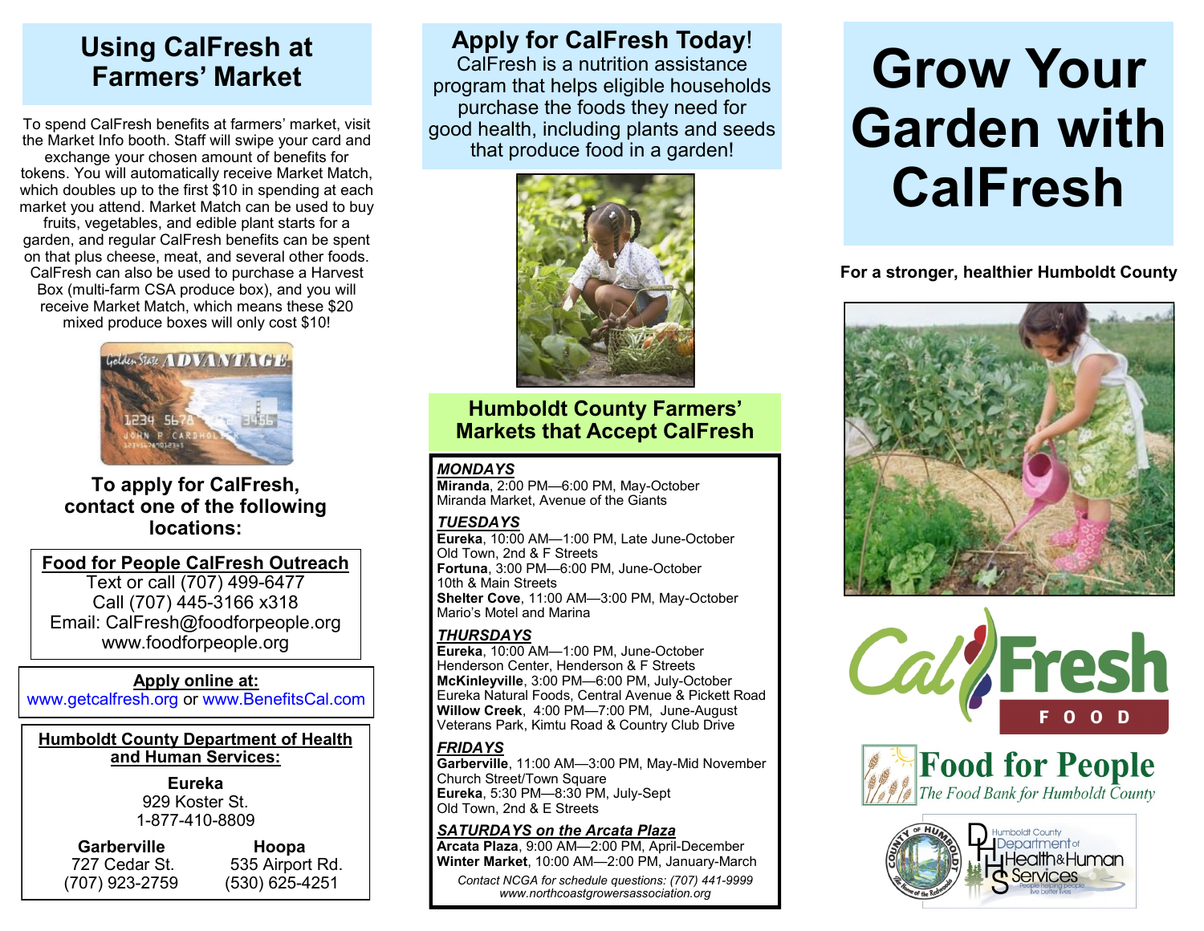# Grow Your Garden with CalFresh

**For a stronger, healthier Humboldt County**

CalFresh FOOD

Food for People
*The Food Bank for Humboldt County*

Humboldt County Department of Health & Human Services

## Using CalFresh at Farmers' Market

To spend CalFresh benefits at farmers' market, visit the Market Info booth. Staff will swipe your card and exchange your chosen amount of benefits for tokens. You will automatically receive Market Match, which doubles up to the first $10 in spending at each market you attend. Market Match can be used to buy fruits, vegetables, and edible plant starts for a garden, and regular CalFresh benefits can be spent on that plus cheese, meat, and several other foods. CalFresh can also be used to purchase a Harvest Box (multi-farm CSA produce box), and you will receive Market Match, which means these $20 mixed produce boxes will only cost $10!

### To apply for CalFresh, contact one of the following locations:

**Food for People CalFresh Outreach**
Text or call (707) 499-6477
Call (707) 445-3166 x318
Email: CalFresh@foodforpeople.org
www.foodforpeople.org

**Apply online at:**
www.getcalfresh.org or www.BenefitsCal.com

**Humboldt County Department of Health and Human Services:**

**Eureka**
929 Koster St.
1-877-410-8809

**Garberville**
727 Cedar St.
(707) 923-2759

**Hoopa**
535 Airport Rd.
(530) 625-4251

## Apply for CalFresh Today!

CalFresh is a nutrition assistance program that helps eligible households purchase the foods they need for good health, including plants and seeds that produce food in a garden!

## Humboldt County Farmers' Markets that Accept CalFresh

***MONDAYS***
**Miranda**, 2:00 PM—6:00 PM, May-October
Miranda Market, Avenue of the Giants

***TUESDAYS***
**Eureka**, 10:00 AM—1:00 PM, Late June-October
Old Town, 2nd & F Streets
**Fortuna**, 3:00 PM—6:00 PM, June-October
10th & Main Streets
**Shelter Cove**, 11:00 AM—3:00 PM, May-October
Mario's Motel and Marina

***THURSDAYS***
**Eureka**, 10:00 AM—1:00 PM, June-October
Henderson Center, Henderson & F Streets
**McKinleyville**, 3:00 PM—6:00 PM, July-October
Eureka Natural Foods, Central Avenue & Pickett Road
**Willow Creek**, 4:00 PM—7:00 PM, June-August
Veterans Park, Kimtu Road & Country Club Drive

***FRIDAYS***
**Garberville**, 11:00 AM—3:00 PM, May-Mid November
Church Street/Town Square
**Eureka**, 5:30 PM—8:30 PM, July-Sept
Old Town, 2nd & E Streets

***SATURDAYS on the Arcata Plaza***
**Arcata Plaza**, 9:00 AM—2:00 PM, April-December
**Winter Market**, 10:00 AM—2:00 PM, January-March

*Contact NCGA for schedule questions: (707) 441-9999*
*www.northcoastgrowersassociation.org*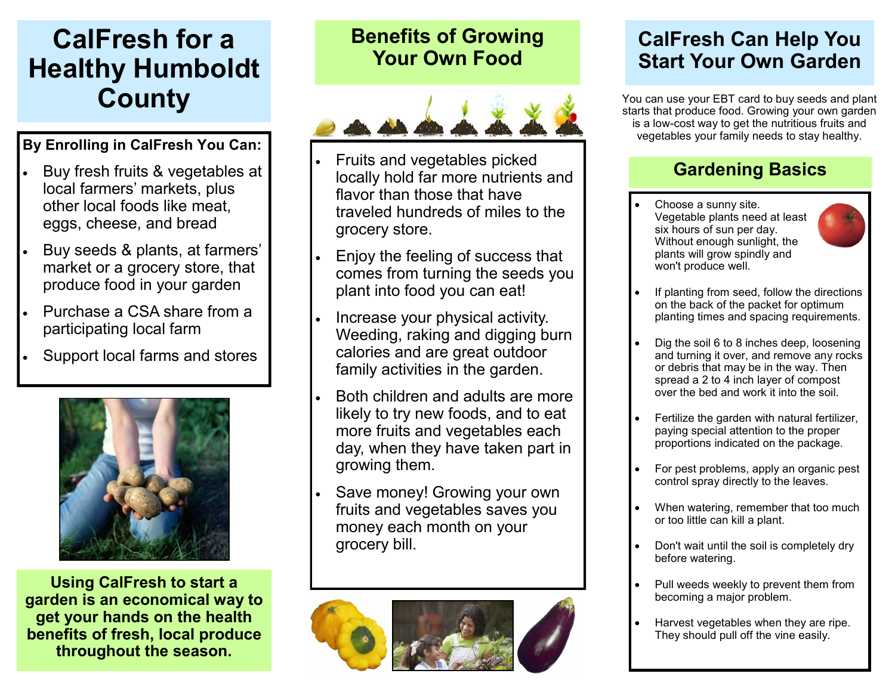# CalFresh for a Healthy Humboldt County

**By Enrolling in CalFresh You Can:**

- Buy fresh fruits & vegetables at local farmers' markets, plus other local foods like meat, eggs, cheese, and bread
- Buy seeds & plants, at farmers' market or a grocery store, that produce food in your garden
- Purchase a CSA share from a participating local farm
- Support local farms and stores

**Using CalFresh to start a garden is an economical way to get your hands on the health benefits of fresh, local produce throughout the season.**

## Benefits of Growing Your Own Food

- Fruits and vegetables picked locally hold far more nutrients and flavor than those that have traveled hundreds of miles to the grocery store.
- Enjoy the feeling of success that comes from turning the seeds you plant into food you can eat!
- Increase your physical activity. Weeding, raking and digging burn calories and are great outdoor family activities in the garden.
- Both children and adults are more likely to try new foods, and to eat more fruits and vegetables each day, when they have taken part in growing them.
- Save money! Growing your own fruits and vegetables saves you money each month on your grocery bill.

## CalFresh Can Help You Start Your Own Garden

You can use your EBT card to buy seeds and plant starts that produce food. Growing your own garden is a low-cost way to get the nutritious fruits and vegetables your family needs to stay healthy.

### Gardening Basics

- Choose a sunny site. Vegetable plants need at least six hours of sun per day. Without enough sunlight, the plants will grow spindly and won't produce well.
- If planting from seed, follow the directions on the back of the packet for optimum planting times and spacing requirements.
- Dig the soil 6 to 8 inches deep, loosening and turning it over, and remove any rocks or debris that may be in the way. Then spread a 2 to 4 inch layer of compost over the bed and work it into the soil.
- Fertilize the garden with natural fertilizer, paying special attention to the proper proportions indicated on the package.
- For pest problems, apply an organic pest control spray directly to the leaves.
- When watering, remember that too much or too little can kill a plant.
- Don't wait until the soil is completely dry before watering.
- Pull weeds weekly to prevent them from becoming a major problem.
- Harvest vegetables when they are ripe. They should pull off the vine easily.